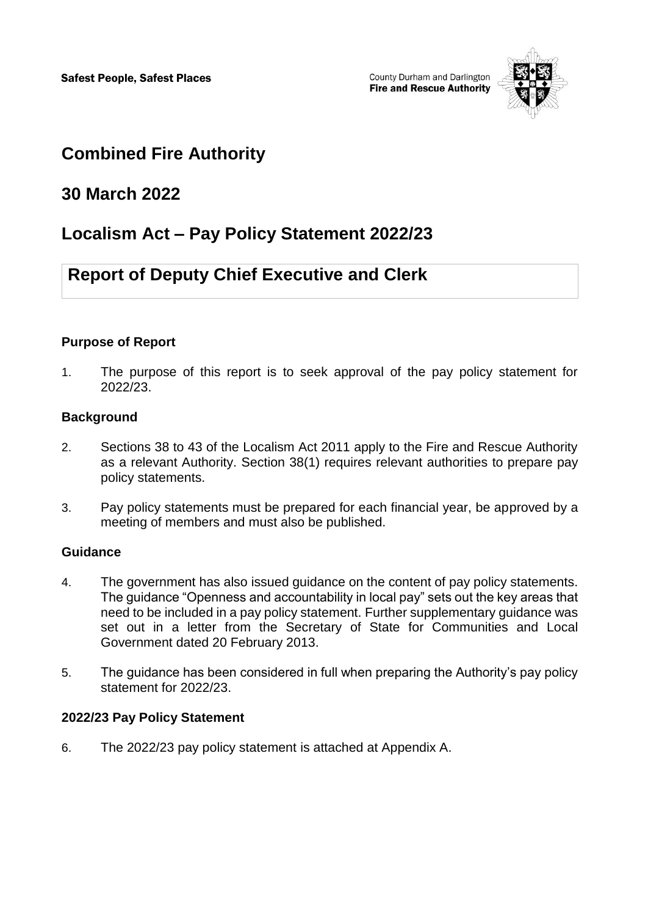Safest People, Safest Places

County Durham and Darlington **Fire and Rescue Authority**

# Combined Fire Authority

## 30 March 2022

## Localism Act – Pay Policy Statement 2022/23

## Report of Deputy Chief Executive and Clerk

### Purpose of Report

1. The purpose of this report is to seek approval of the pay policy statement for 2022/23.

### Background

2. Sections 38 to 43 of the Localism Act 2011 apply to the Fire and Rescue Authority as a relevant Authority. Section 38(1) requires relevant authorities to prepare pay policy statements.

3. Pay policy statements must be prepared for each financial year, be approved by a meeting of members and must also be published.

### Guidance

4. The government has also issued guidance on the content of pay policy statements. The guidance "Openness and accountability in local pay" sets out the key areas that need to be included in a pay policy statement. Further supplementary guidance was set out in a letter from the Secretary of State for Communities and Local Government dated 20 February 2013.

5. The guidance has been considered in full when preparing the Authority's pay policy statement for 2022/23.

### 2022/23 Pay Policy Statement

6. The 2022/23 pay policy statement is attached at Appendix A.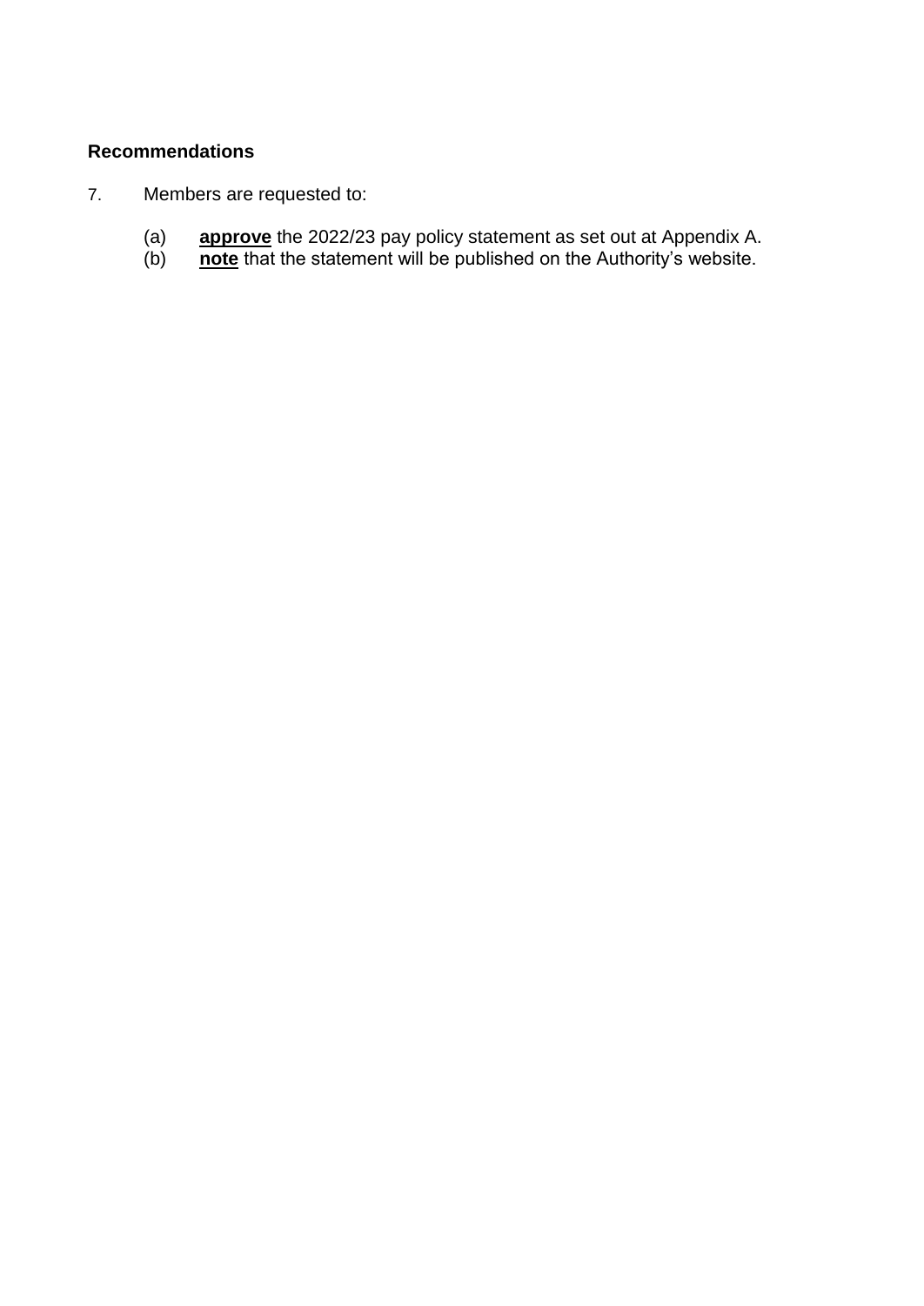**Recommendations**

7. Members are requested to:

   (a) **approve** the 2022/23 pay policy statement as set out at Appendix A.
   (b) **note** that the statement will be published on the Authority's website.